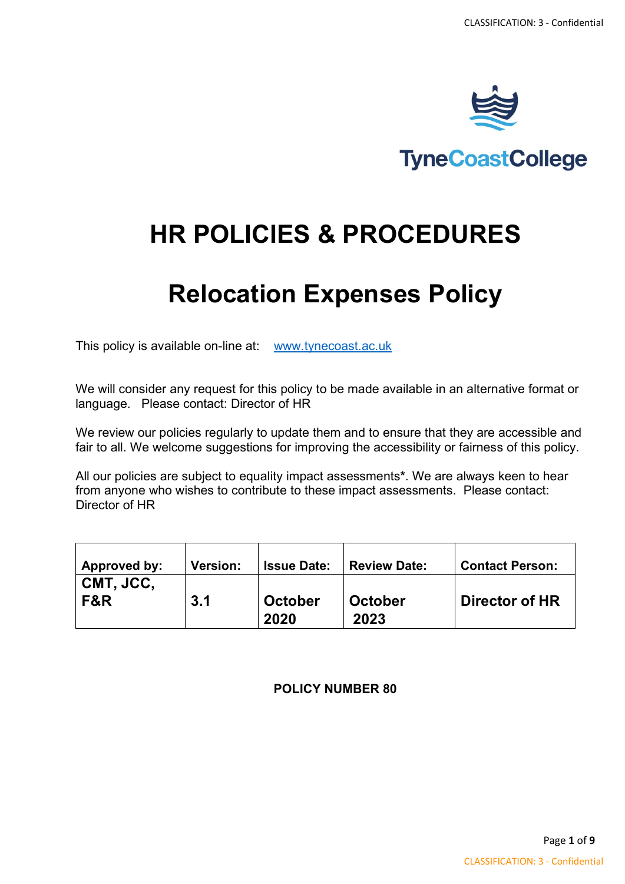TyneCoastCollege

# HR POLICIES & PROCEDURES

# Relocation Expenses Policy

This policy is available on-line at: www.tynecoast.ac.uk

We will consider any request for this policy to be made available in an alternative format or language. Please contact: Director of HR

We review our policies regularly to update them and to ensure that they are accessible and fair to all. We welcome suggestions for improving the accessibility or fairness of this policy.

All our policies are subject to equality impact assessments*. We are always keen to hear from anyone who wishes to contribute to these impact assessments. Please contact: Director of HR

| Approved by: | Version: | Issue Date: | Review Date: | Contact Person: |
|---|---|---|---|---|
| CMT, JCC, F&R | 3.1 | October 2020 | October 2023 | Director of HR |

**POLICY NUMBER 80**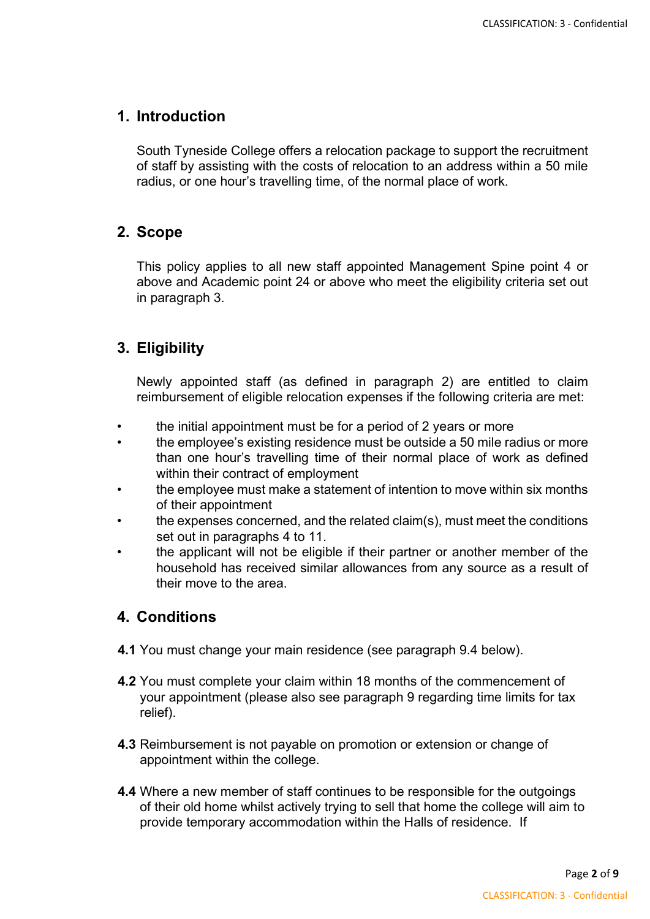## 1. Introduction

South Tyneside College offers a relocation package to support the recruitment of staff by assisting with the costs of relocation to an address within a 50 mile radius, or one hour's travelling time, of the normal place of work.

## 2. Scope

This policy applies to all new staff appointed Management Spine point 4 or above and Academic point 24 or above who meet the eligibility criteria set out in paragraph 3.

## 3. Eligibility

Newly appointed staff (as defined in paragraph 2) are entitled to claim reimbursement of eligible relocation expenses if the following criteria are met:

- the initial appointment must be for a period of 2 years or more
- the employee's existing residence must be outside a 50 mile radius or more than one hour's travelling time of their normal place of work as defined within their contract of employment
- the employee must make a statement of intention to move within six months of their appointment
- the expenses concerned, and the related claim(s), must meet the conditions set out in paragraphs 4 to 11.
- the applicant will not be eligible if their partner or another member of the household has received similar allowances from any source as a result of their move to the area.

## 4. Conditions

**4.1** You must change your main residence (see paragraph 9.4 below).

**4.2** You must complete your claim within 18 months of the commencement of your appointment (please also see paragraph 9 regarding time limits for tax relief).

**4.3** Reimbursement is not payable on promotion or extension or change of appointment within the college.

**4.4** Where a new member of staff continues to be responsible for the outgoings of their old home whilst actively trying to sell that home the college will aim to provide temporary accommodation within the Halls of residence. If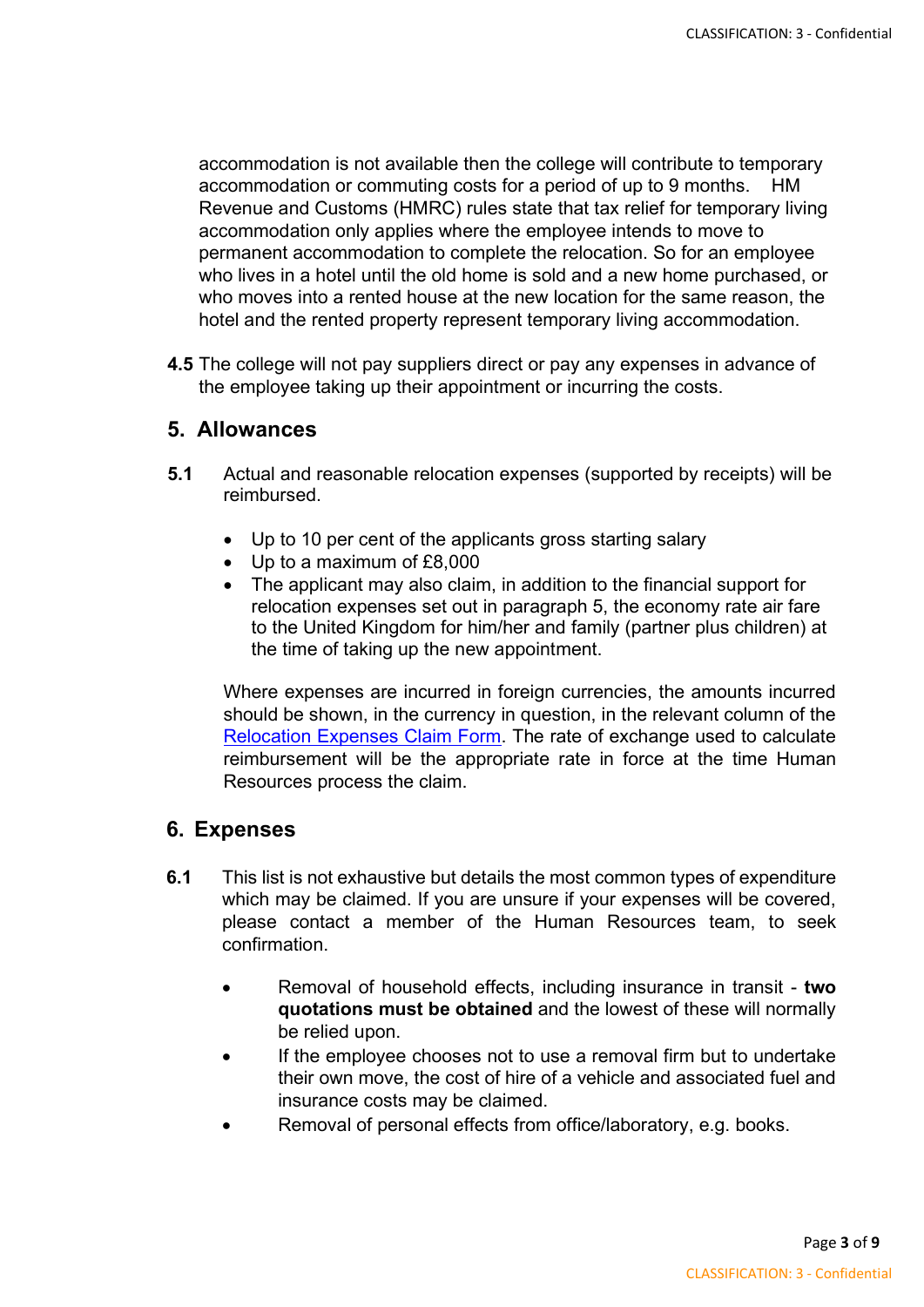accommodation is not available then the college will contribute to temporary accommodation or commuting costs for a period of up to 9 months. HM Revenue and Customs (HMRC) rules state that tax relief for temporary living accommodation only applies where the employee intends to move to permanent accommodation to complete the relocation. So for an employee who lives in a hotel until the old home is sold and a new home purchased, or who moves into a rented house at the new location for the same reason, the hotel and the rented property represent temporary living accommodation.

**4.5** The college will not pay suppliers direct or pay any expenses in advance of the employee taking up their appointment or incurring the costs.

## 5. Allowances

**5.1** Actual and reasonable relocation expenses (supported by receipts) will be reimbursed.

- Up to 10 per cent of the applicants gross starting salary
- Up to a maximum of £8,000
- The applicant may also claim, in addition to the financial support for relocation expenses set out in paragraph 5, the economy rate air fare to the United Kingdom for him/her and family (partner plus children) at the time of taking up the new appointment.

Where expenses are incurred in foreign currencies, the amounts incurred should be shown, in the currency in question, in the relevant column of the [Relocation Expenses Claim Form](). The rate of exchange used to calculate reimbursement will be the appropriate rate in force at the time Human Resources process the claim.

## 6. Expenses

**6.1** This list is not exhaustive but details the most common types of expenditure which may be claimed. If you are unsure if your expenses will be covered, please contact a member of the Human Resources team, to seek confirmation.

- Removal of household effects, including insurance in transit - **two quotations must be obtained** and the lowest of these will normally be relied upon.
- If the employee chooses not to use a removal firm but to undertake their own move, the cost of hire of a vehicle and associated fuel and insurance costs may be claimed.
- Removal of personal effects from office/laboratory, e.g. books.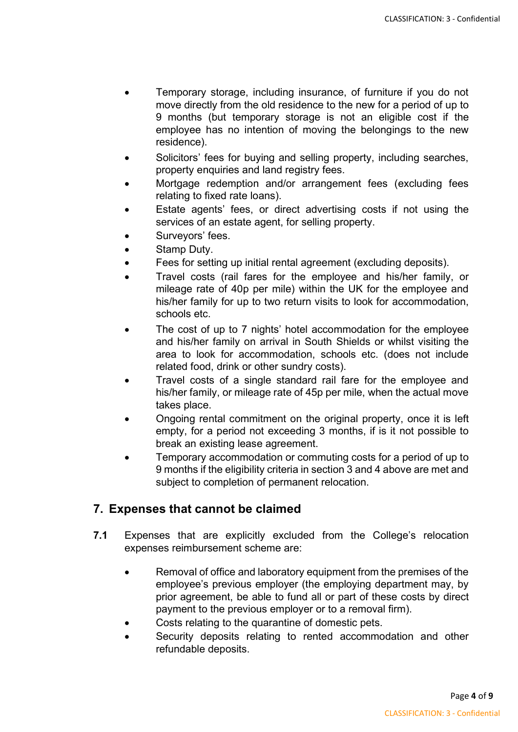- Temporary storage, including insurance, of furniture if you do not move directly from the old residence to the new for a period of up to 9 months (but temporary storage is not an eligible cost if the employee has no intention of moving the belongings to the new residence).
- Solicitors' fees for buying and selling property, including searches, property enquiries and land registry fees.
- Mortgage redemption and/or arrangement fees (excluding fees relating to fixed rate loans).
- Estate agents' fees, or direct advertising costs if not using the services of an estate agent, for selling property.
- Surveyors' fees.
- Stamp Duty.
- Fees for setting up initial rental agreement (excluding deposits).
- Travel costs (rail fares for the employee and his/her family, or mileage rate of 40p per mile) within the UK for the employee and his/her family for up to two return visits to look for accommodation, schools etc.
- The cost of up to 7 nights' hotel accommodation for the employee and his/her family on arrival in South Shields or whilst visiting the area to look for accommodation, schools etc. (does not include related food, drink or other sundry costs).
- Travel costs of a single standard rail fare for the employee and his/her family, or mileage rate of 45p per mile, when the actual move takes place.
- Ongoing rental commitment on the original property, once it is left empty, for a period not exceeding 3 months, if is it not possible to break an existing lease agreement.
- Temporary accommodation or commuting costs for a period of up to 9 months if the eligibility criteria in section 3 and 4 above are met and subject to completion of permanent relocation.

## 7. Expenses that cannot be claimed

**7.1** Expenses that are explicitly excluded from the College's relocation expenses reimbursement scheme are:

- Removal of office and laboratory equipment from the premises of the employee's previous employer (the employing department may, by prior agreement, be able to fund all or part of these costs by direct payment to the previous employer or to a removal firm).
- Costs relating to the quarantine of domestic pets.
- Security deposits relating to rented accommodation and other refundable deposits.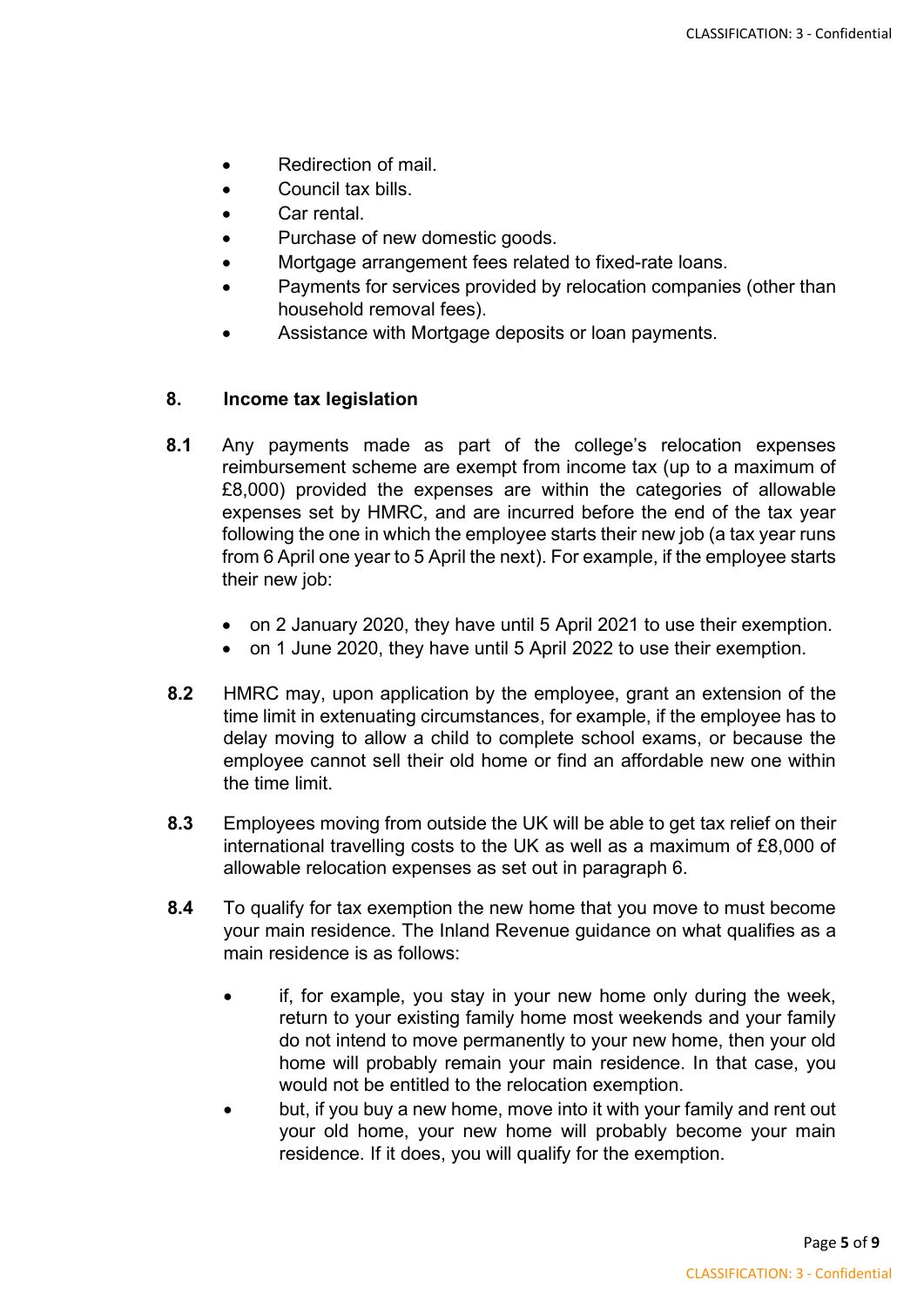- Redirection of mail.
- Council tax bills.
- Car rental.
- Purchase of new domestic goods.
- Mortgage arrangement fees related to fixed-rate loans.
- Payments for services provided by relocation companies (other than household removal fees).
- Assistance with Mortgage deposits or loan payments.

## 8. Income tax legislation

**8.1** Any payments made as part of the college's relocation expenses reimbursement scheme are exempt from income tax (up to a maximum of £8,000) provided the expenses are within the categories of allowable expenses set by HMRC, and are incurred before the end of the tax year following the one in which the employee starts their new job (a tax year runs from 6 April one year to 5 April the next). For example, if the employee starts their new job:

- on 2 January 2020, they have until 5 April 2021 to use their exemption.
- on 1 June 2020, they have until 5 April 2022 to use their exemption.

**8.2** HMRC may, upon application by the employee, grant an extension of the time limit in extenuating circumstances, for example, if the employee has to delay moving to allow a child to complete school exams, or because the employee cannot sell their old home or find an affordable new one within the time limit.

**8.3** Employees moving from outside the UK will be able to get tax relief on their international travelling costs to the UK as well as a maximum of £8,000 of allowable relocation expenses as set out in paragraph 6.

**8.4** To qualify for tax exemption the new home that you move to must become your main residence. The Inland Revenue guidance on what qualifies as a main residence is as follows:

- if, for example, you stay in your new home only during the week, return to your existing family home most weekends and your family do not intend to move permanently to your new home, then your old home will probably remain your main residence. In that case, you would not be entitled to the relocation exemption.
- but, if you buy a new home, move into it with your family and rent out your old home, your new home will probably become your main residence. If it does, you will qualify for the exemption.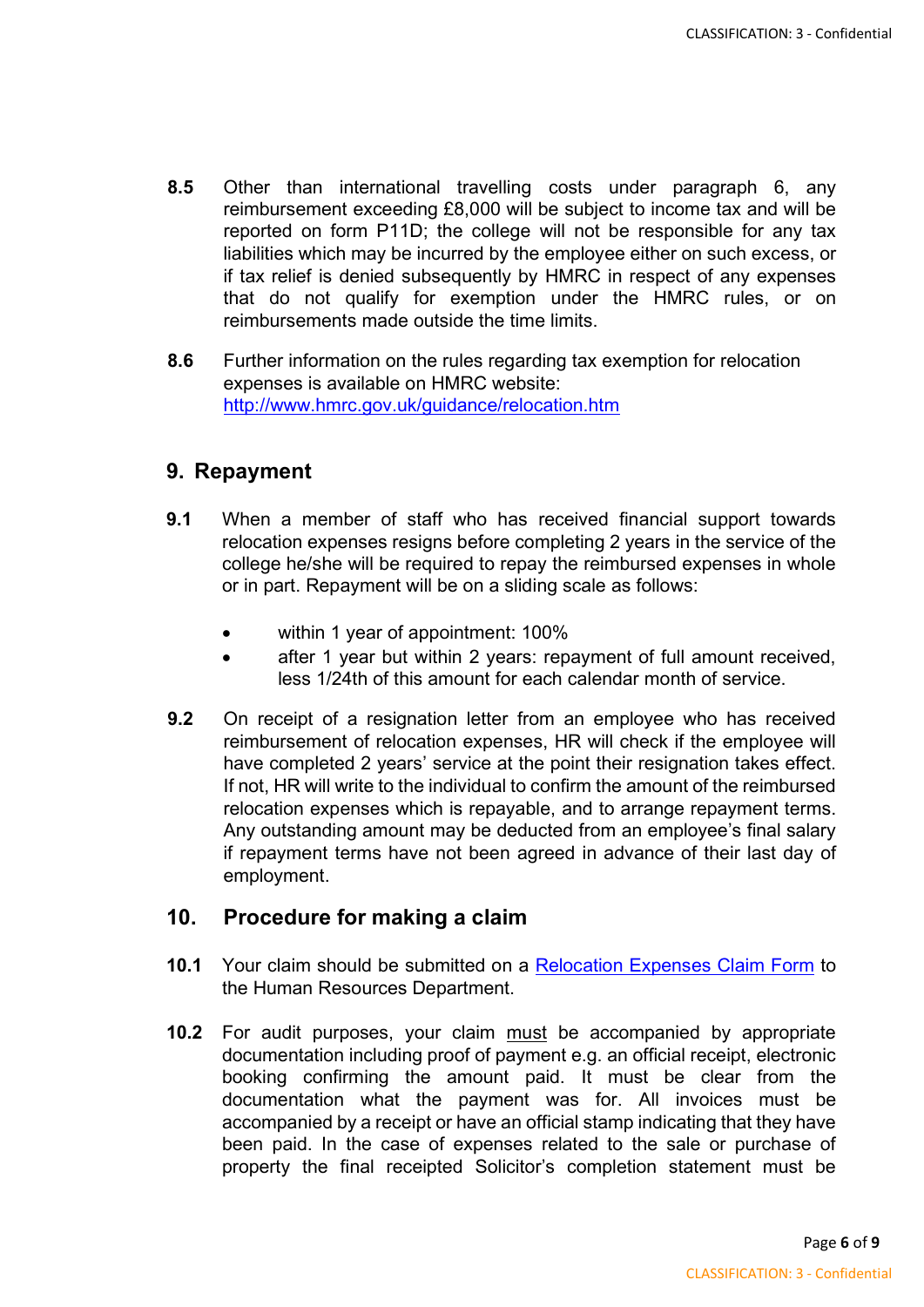**8.5** Other than international travelling costs under paragraph 6, any reimbursement exceeding £8,000 will be subject to income tax and will be reported on form P11D; the college will not be responsible for any tax liabilities which may be incurred by the employee either on such excess, or if tax relief is denied subsequently by HMRC in respect of any expenses that do not qualify for exemption under the HMRC rules, or on reimbursements made outside the time limits.

**8.6** Further information on the rules regarding tax exemption for relocation expenses is available on HMRC website: [http://www.hmrc.gov.uk/guidance/relocation.htm](http://www.hmrc.gov.uk/guidance/relocation.htm)

## 9. Repayment

**9.1** When a member of staff who has received financial support towards relocation expenses resigns before completing 2 years in the service of the college he/she will be required to repay the reimbursed expenses in whole or in part. Repayment will be on a sliding scale as follows:

- within 1 year of appointment: 100%
- after 1 year but within 2 years: repayment of full amount received, less 1/24th of this amount for each calendar month of service.

**9.2** On receipt of a resignation letter from an employee who has received reimbursement of relocation expenses, HR will check if the employee will have completed 2 years' service at the point their resignation takes effect. If not, HR will write to the individual to confirm the amount of the reimbursed relocation expenses which is repayable, and to arrange repayment terms. Any outstanding amount may be deducted from an employee's final salary if repayment terms have not been agreed in advance of their last day of employment.

## 10. Procedure for making a claim

**10.1** Your claim should be submitted on a Relocation Expenses Claim Form to the Human Resources Department.

**10.2** For audit purposes, your claim must be accompanied by appropriate documentation including proof of payment e.g. an official receipt, electronic booking confirming the amount paid. It must be clear from the documentation what the payment was for. All invoices must be accompanied by a receipt or have an official stamp indicating that they have been paid. In the case of expenses related to the sale or purchase of property the final receipted Solicitor's completion statement must be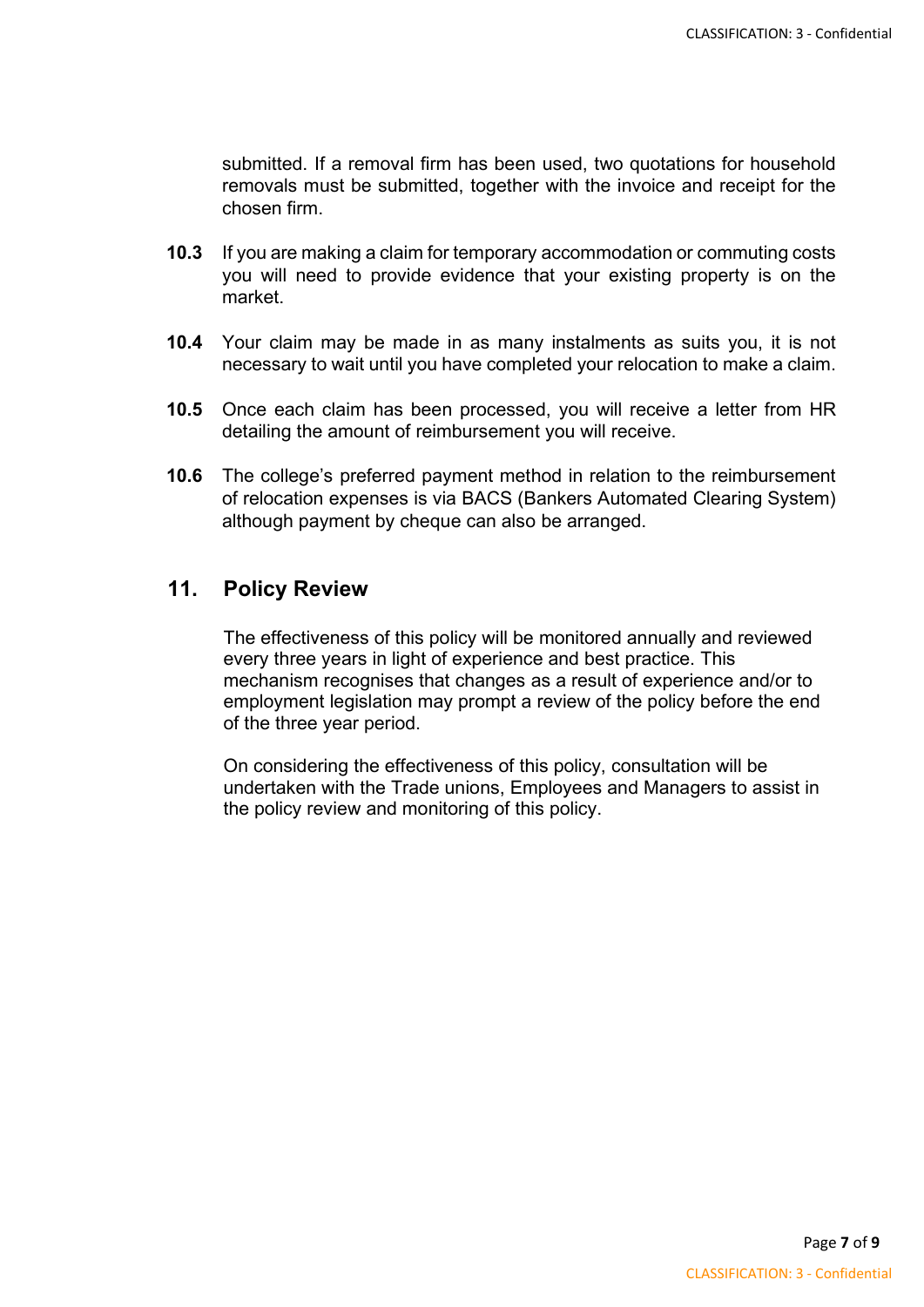submitted. If a removal firm has been used, two quotations for household removals must be submitted, together with the invoice and receipt for the chosen firm.

**10.3** If you are making a claim for temporary accommodation or commuting costs you will need to provide evidence that your existing property is on the market.

**10.4** Your claim may be made in as many instalments as suits you, it is not necessary to wait until you have completed your relocation to make a claim.

**10.5** Once each claim has been processed, you will receive a letter from HR detailing the amount of reimbursement you will receive.

**10.6** The college's preferred payment method in relation to the reimbursement of relocation expenses is via BACS (Bankers Automated Clearing System) although payment by cheque can also be arranged.

## 11. Policy Review

The effectiveness of this policy will be monitored annually and reviewed every three years in light of experience and best practice. This mechanism recognises that changes as a result of experience and/or to employment legislation may prompt a review of the policy before the end of the three year period.

On considering the effectiveness of this policy, consultation will be undertaken with the Trade unions, Employees and Managers to assist in the policy review and monitoring of this policy.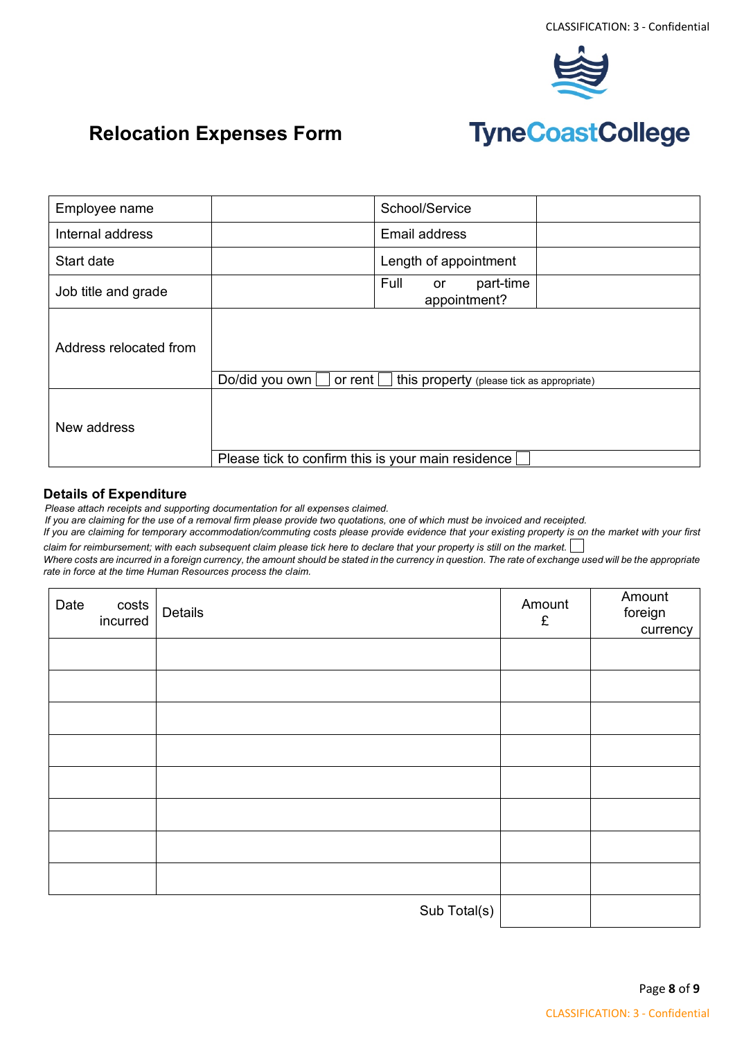# Relocation Expenses Form

TyneCoastCollege

| Employee name | | School/Service | |
|---|---|---|---|
| Internal address | | Email address | |
| Start date | | Length of appointment | |
| Job title and grade | | Full or part-time appointment? | |
| Address relocated from | Do/did you own ☐ or rent ☐ this property (please tick as appropriate) | | |
| New address | Please tick to confirm this is your main residence ☐ | | |

## Details of Expenditure

*Please attach receipts and supporting documentation for all expenses claimed.*

*If you are claiming for the use of a removal firm please provide two quotations, one of which must be invoiced and receipted.*

*If you are claiming for temporary accommodation/commuting costs please provide evidence that your existing property is on the market with your first claim for reimbursement; with each subsequent claim please tick here to declare that your property is still on the market.* ☐

*Where costs are incurred in a foreign currency, the amount should be stated in the currency in question. The rate of exchange used will be the appropriate rate in force at the time Human Resources process the claim.*

| Date costs incurred | Details | Amount £ | Amount foreign currency |
|---|---|---|---|
| | | | |
| | | | |
| | | | |
| | | | |
| | | | |
| | | | |
| | | | |
| | | | |
| | Sub Total(s) | | |